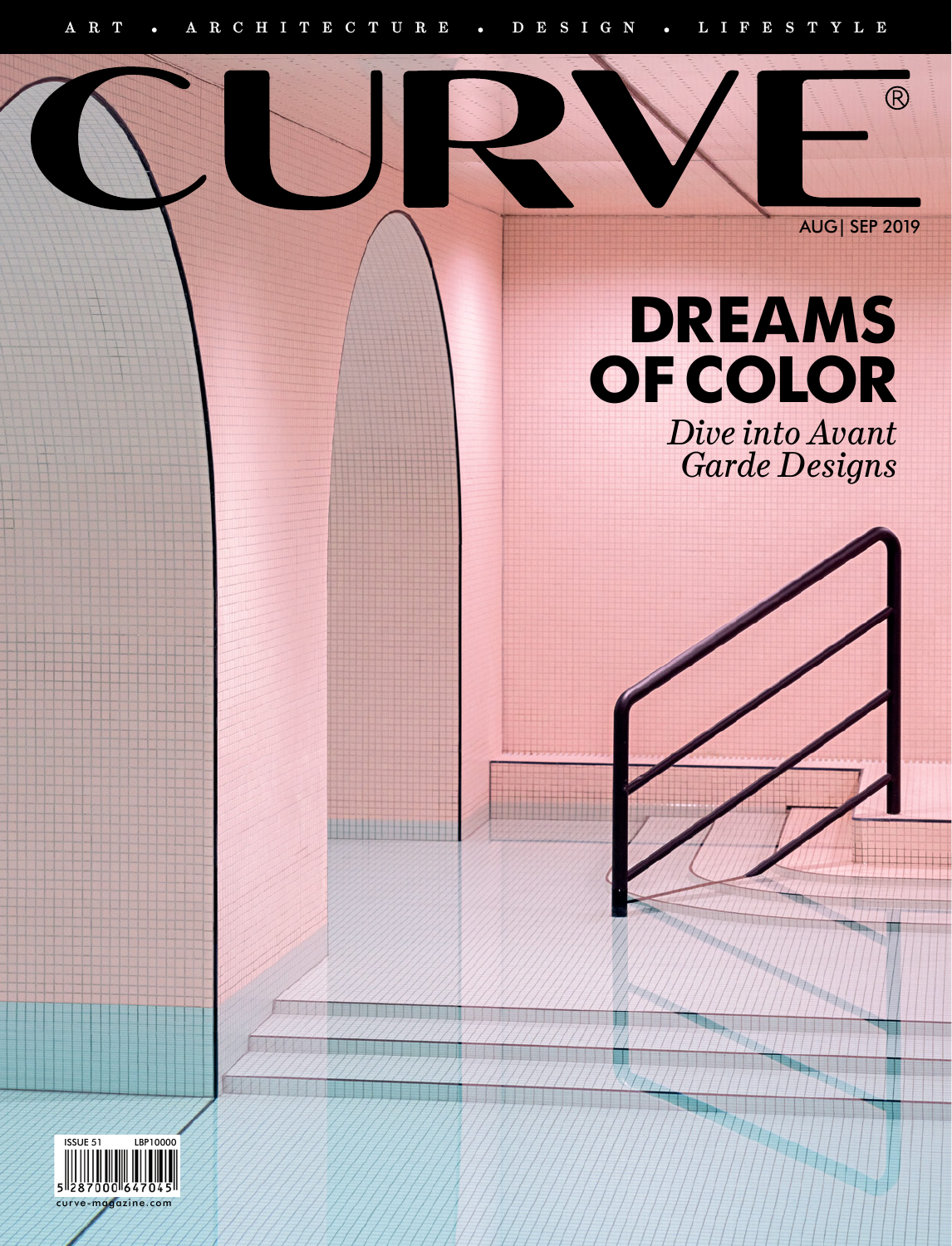ART • ARCHITECTURE • DESIGN • LIFESTYLE

# CURVE®

AUG| SEP 2019

## DREAMS OF COLOR

*Dive into Avant Garde Designs*

ISSUE 51 LBP10000

5 287000 647045

curve-magazine.com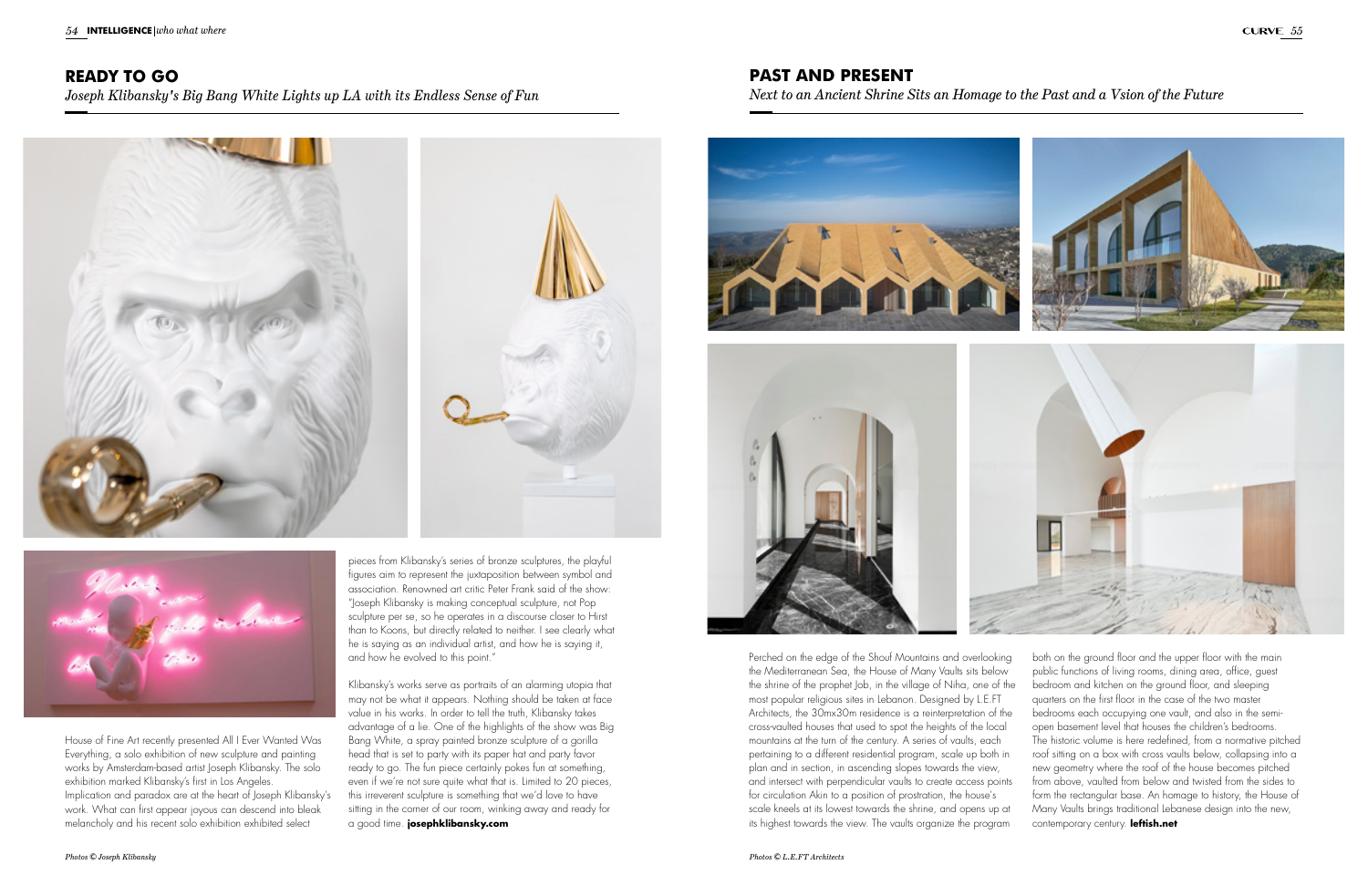## READY TO GO

*Joseph Klibansky's Big Bang White Lights up LA with its Endless Sense of Fun*

House of Fine Art recently presented All I Ever Wanted Was Everything, a solo exhibition of new sculpture and painting works by Amsterdam-based artist Joseph Klibansky. The solo exhibition marked Klibansky's first in Los Angeles. Implication and paradox are at the heart of Joseph Klibansky's work. What can first appear joyous can descend into bleak melancholy and his recent solo exhibition exhibited select pieces from Klibansky's series of bronze sculptures, the playful figures aim to represent the juxtaposition between symbol and association. Renowned art critic Peter Frank said of the show: "Joseph Klibansky is making conceptual sculpture, not Pop sculpture per se, so he operates in a discourse closer to Hirst than to Koons, but directly related to neither. I see clearly what he is saying as an individual artist, and how he is saying it, and how he evolved to this point."

Klibansky's works serve as portraits of an alarming utopia that may not be what it appears. Nothing should be taken at face value in his works. In order to tell the truth, Klibansky takes advantage of a lie. One of the highlights of the show was Big Bang White, a spray painted bronze sculpture of a gorilla head that is set to party with its paper hat and party favor ready to go. The fun piece certainly pokes fun at something, even if we're not sure quite what that is. Limited to 20 pieces, this irreverent sculpture is something that we'd love to have sitting in the corner of our room, winking away and ready for a good time. **josephklibansky.com**

*Photos © Joseph Klibansky*

## PAST AND PRESENT

*Next to an Ancient Shrine Sits an Homage to the Past and a Vsion of the Future*

Perched on the edge of the Shouf Mountains and overlooking the Mediterranean Sea, the House of Many Vaults sits below the shrine of the prophet Job, in the village of Niha, one of the most popular religious sites in Lebanon. Designed by L.E.FT Architects, the 30mx30m residence is a reinterpretation of the cross-vaulted houses that used to spot the heights of the local mountains at the turn of the century. A series of vaults, each pertaining to a different residential program, scale up both in plan and in section, in ascending slopes towards the view, and intersect with perpendicular vaults to create access points for circulation Akin to a position of prostration, the house's scale kneels at its lowest towards the shrine, and opens up at its highest towards the view. The vaults organize the program both on the ground floor and the upper floor with the main public functions of living rooms, dining area, office, guest bedroom and kitchen on the ground floor, and sleeping quarters on the first floor in the case of the two master bedrooms each occupying one vault, and also in the semi-open basement level that houses the children's bedrooms. The historic volume is here redefined, from a normative pitched roof sitting on a box with cross vaults below, collapsing into a new geometry where the roof of the house becomes pitched from above, vaulted from below and twisted from the sides to form the rectangular base. An homage to history, the House of Many Vaults brings traditional Lebanese design into the new, contemporary century. **leftish.net**

*Photos © L.E.FT Architects*